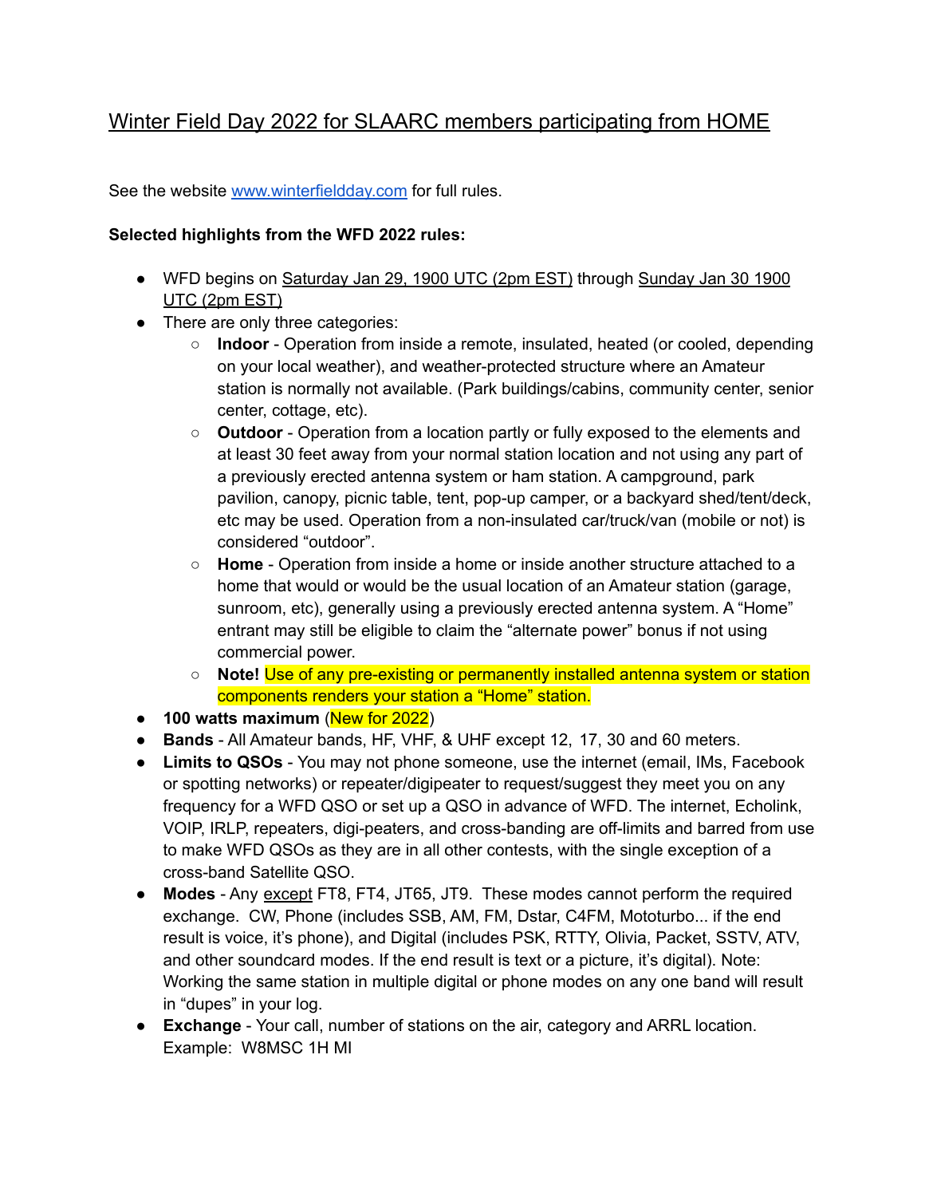# Winter Field Day 2022 for SLAARC members participating from HOME

See the website [www.winterfieldday.com](http://www.winterfieldday.com) for full rules.

**Selected highlights from the WFD 2022 rules:**

- WFD begins on Saturday Jan 29, 1900 UTC (2pm EST) through Sunday Jan 30 1900 UTC (2pm EST)
- There are only three categories:
  - **Indoor** - Operation from inside a remote, insulated, heated (or cooled, depending on your local weather), and weather-protected structure where an Amateur station is normally not available. (Park buildings/cabins, community center, senior center, cottage, etc).
  - **Outdoor** - Operation from a location partly or fully exposed to the elements and at least 30 feet away from your normal station location and not using any part of a previously erected antenna system or ham station. A campground, park pavilion, canopy, picnic table, tent, pop-up camper, or a backyard shed/tent/deck, etc may be used. Operation from a non-insulated car/truck/van (mobile or not) is considered "outdoor".
  - **Home** - Operation from inside a home or inside another structure attached to a home that would or would be the usual location of an Amateur station (garage, sunroom, etc), generally using a previously erected antenna system. A "Home" entrant may still be eligible to claim the "alternate power" bonus if not using commercial power.
  - **Note!** Use of any pre-existing or permanently installed antenna system or station components renders your station a "Home" station.
- **100 watts maximum** (New for 2022)
- **Bands** - All Amateur bands, HF, VHF, & UHF except 12, 17, 30 and 60 meters.
- **Limits to QSOs** - You may not phone someone, use the internet (email, IMs, Facebook or spotting networks) or repeater/digipeater to request/suggest they meet you on any frequency for a WFD QSO or set up a QSO in advance of WFD. The internet, Echolink, VOIP, IRLP, repeaters, digi-peaters, and cross-banding are off-limits and barred from use to make WFD QSOs as they are in all other contests, with the single exception of a cross-band Satellite QSO.
- **Modes** - Any except FT8, FT4, JT65, JT9. These modes cannot perform the required exchange. CW, Phone (includes SSB, AM, FM, Dstar, C4FM, Mototurbo... if the end result is voice, it's phone), and Digital (includes PSK, RTTY, Olivia, Packet, SSTV, ATV, and other soundcard modes. If the end result is text or a picture, it's digital). Note: Working the same station in multiple digital or phone modes on any one band will result in "dupes" in your log.
- **Exchange** - Your call, number of stations on the air, category and ARRL location. Example: W8MSC 1H MI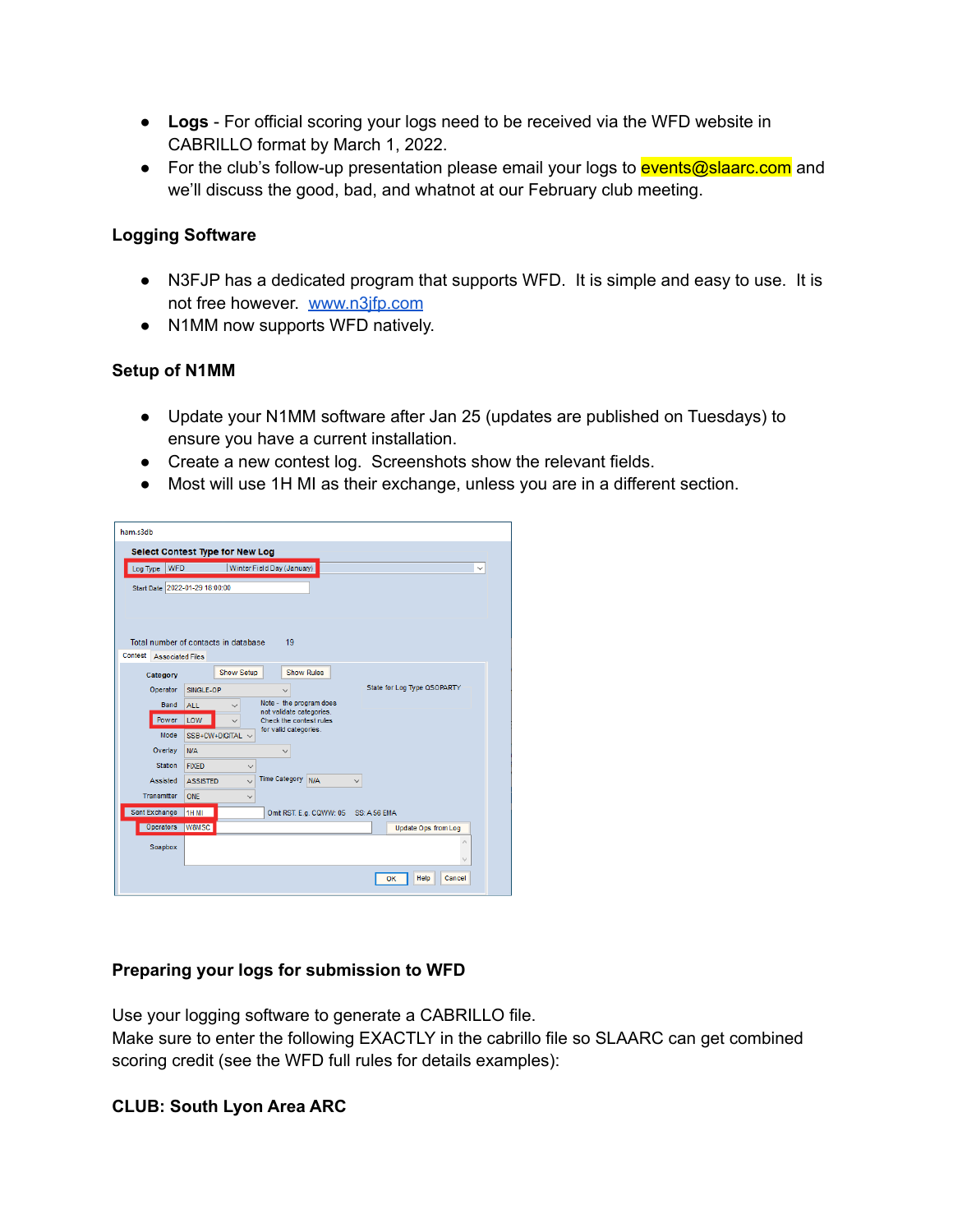- **Logs** - For official scoring your logs need to be received via the WFD website in CABRILLO format by March 1, 2022.
- For the club's follow-up presentation please email your logs to events@slaarc.com and we'll discuss the good, bad, and whatnot at our February club meeting.

### Logging Software

- N3FJP has a dedicated program that supports WFD. It is simple and easy to use. It is not free however. www.n3jfp.com
- N1MM now supports WFD natively.

### Setup of N1MM

- Update your N1MM software after Jan 25 (updates are published on Tuesdays) to ensure you have a current installation.
- Create a new contest log. Screenshots show the relevant fields.
- Most will use 1H MI as their exchange, unless you are in a different section.

### Preparing your logs for submission to WFD

Use your logging software to generate a CABRILLO file.
Make sure to enter the following EXACTLY in the cabrillo file so SLAARC can get combined scoring credit (see the WFD full rules for details examples):

**CLUB: South Lyon Area ARC**